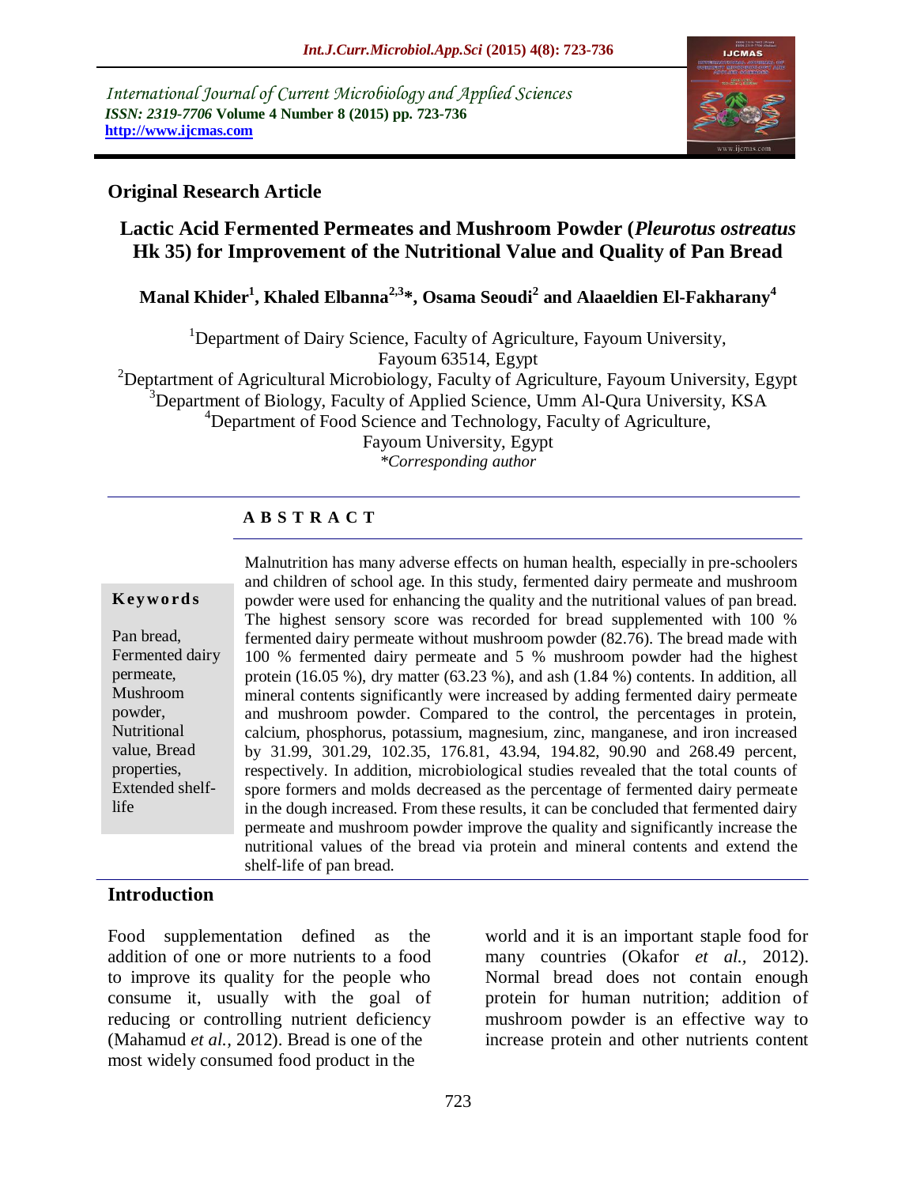International Journal of Current Microbiology and Applied Sciences
*ISSN: 2319-7706* **Volume 4 Number 8 (2015) pp. 723-736**
**http://www.ijcmas.com**

## Original Research Article

# Lactic Acid Fermented Permeates and Mushroom Powder (*Pleurotus ostreatus* Hk 35) for Improvement of the Nutritional Value and Quality of Pan Bread

**Manal Khider[1], Khaled Elbanna[2,3]*, Osama Seoudi[2] and Alaaeldien El-Fakharany[4]**

[1]Department of Dairy Science, Faculty of Agriculture, Fayoum University, Fayoum 63514, Egypt
[2]Deptartment of Agricultural Microbiology, Faculty of Agriculture, Fayoum University, Egypt
[3]Department of Biology, Faculty of Applied Science, Umm Al-Qura University, KSA
[4]Department of Food Science and Technology, Faculty of Agriculture, Fayoum University, Egypt
*\*Corresponding author*

## A B S T R A C T

**Keywords**

Pan bread, Fermented dairy permeate, Mushroom powder, Nutritional value, Bread properties, Extended shelf-life

Malnutrition has many adverse effects on human health, especially in pre-schoolers and children of school age. In this study, fermented dairy permeate and mushroom powder were used for enhancing the quality and the nutritional values of pan bread. The highest sensory score was recorded for bread supplemented with 100 % fermented dairy permeate without mushroom powder (82.76). The bread made with 100 % fermented dairy permeate and 5 % mushroom powder had the highest protein (16.05 %), dry matter (63.23 %), and ash (1.84 %) contents. In addition, all mineral contents significantly were increased by adding fermented dairy permeate and mushroom powder. Compared to the control, the percentages in protein, calcium, phosphorus, potassium, magnesium, zinc, manganese, and iron increased by 31.99, 301.29, 102.35, 176.81, 43.94, 194.82, 90.90 and 268.49 percent, respectively. In addition, microbiological studies revealed that the total counts of spore formers and molds decreased as the percentage of fermented dairy permeate in the dough increased. From these results, it can be concluded that fermented dairy permeate and mushroom powder improve the quality and significantly increase the nutritional values of the bread via protein and mineral contents and extend the shelf-life of pan bread.

## Introduction

Food supplementation defined as the addition of one or more nutrients to a food to improve its quality for the people who consume it, usually with the goal of reducing or controlling nutrient deficiency (Mahamud *et al.*, 2012). Bread is one of the most widely consumed food product in the world and it is an important staple food for many countries (Okafor *et al.*, 2012). Normal bread does not contain enough protein for human nutrition; addition of mushroom powder is an effective way to increase protein and other nutrients content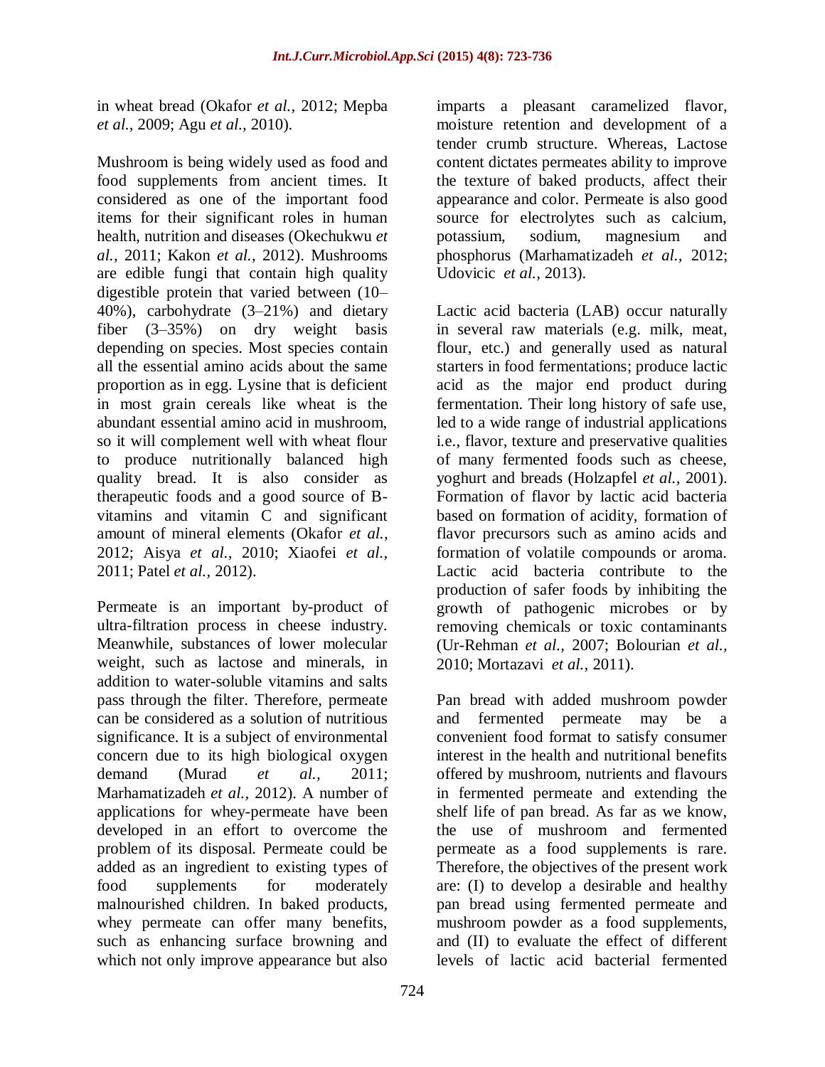in wheat bread (Okafor *et al.,* 2012; Mepba *et al.,* 2009; Agu *et al.,* 2010).

Mushroom is being widely used as food and food supplements from ancient times. It considered as one of the important food items for their significant roles in human health, nutrition and diseases (Okechukwu *et al.,* 2011; Kakon *et al.,* 2012). Mushrooms are edible fungi that contain high quality digestible protein that varied between (10–40%), carbohydrate (3–21%) and dietary fiber (3–35%) on dry weight basis depending on species. Most species contain all the essential amino acids about the same proportion as in egg. Lysine that is deficient in most grain cereals like wheat is the abundant essential amino acid in mushroom, so it will complement well with wheat flour to produce nutritionally balanced high quality bread. It is also consider as therapeutic foods and a good source of B-vitamins and vitamin C and significant amount of mineral elements (Okafor *et al.,* 2012; Aisya *et al.,* 2010; Xiaofei *et al.,* 2011; Patel *et al.,* 2012).

Permeate is an important by-product of ultra-filtration process in cheese industry. Meanwhile, substances of lower molecular weight, such as lactose and minerals, in addition to water-soluble vitamins and salts pass through the filter. Therefore, permeate can be considered as a solution of nutritious significance. It is a subject of environmental concern due to its high biological oxygen demand (Murad *et al.,* 2011; Marhamatizadeh *et al.,* 2012). A number of applications for whey-permeate have been developed in an effort to overcome the problem of its disposal. Permeate could be added as an ingredient to existing types of food supplements for moderately malnourished children. In baked products, whey permeate can offer many benefits, such as enhancing surface browning and which not only improve appearance but also imparts a pleasant caramelized flavor, moisture retention and development of a tender crumb structure. Whereas, Lactose content dictates permeates ability to improve the texture of baked products, affect their appearance and color. Permeate is also good source for electrolytes such as calcium, potassium, sodium, magnesium and phosphorus (Marhamatizadeh *et al.,* 2012; Udovicic *et al.,* 2013).

Lactic acid bacteria (LAB) occur naturally in several raw materials (e.g. milk, meat, flour, etc.) and generally used as natural starters in food fermentations; produce lactic acid as the major end product during fermentation. Their long history of safe use, led to a wide range of industrial applications i.e., flavor, texture and preservative qualities of many fermented foods such as cheese, yoghurt and breads (Holzapfel *et al.,* 2001). Formation of flavor by lactic acid bacteria based on formation of acidity, formation of flavor precursors such as amino acids and formation of volatile compounds or aroma. Lactic acid bacteria contribute to the production of safer foods by inhibiting the growth of pathogenic microbes or by removing chemicals or toxic contaminants (Ur-Rehman *et al.,* 2007; Bolourian *et al.,* 2010; Mortazavi *et al.,* 2011).

Pan bread with added mushroom powder and fermented permeate may be a convenient food format to satisfy consumer interest in the health and nutritional benefits offered by mushroom, nutrients and flavours in fermented permeate and extending the shelf life of pan bread. As far as we know, the use of mushroom and fermented permeate as a food supplements is rare. Therefore, the objectives of the present work are: (I) to develop a desirable and healthy pan bread using fermented permeate and mushroom powder as a food supplements, and (II) to evaluate the effect of different levels of lactic acid bacterial fermented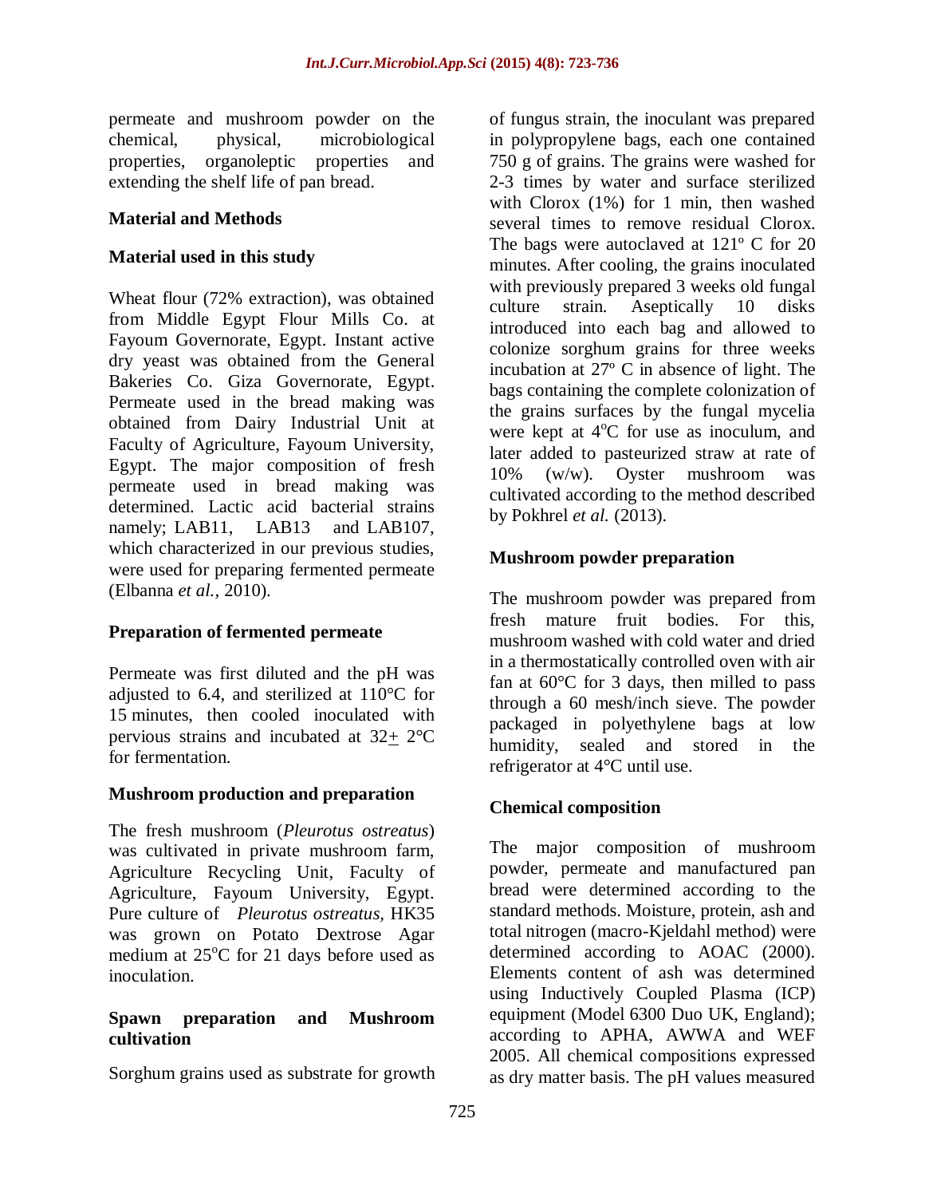permeate and mushroom powder on the chemical, physical, microbiological properties, organoleptic properties and extending the shelf life of pan bread.

## Material and Methods

### Material used in this study

Wheat flour (72% extraction), was obtained from Middle Egypt Flour Mills Co. at Fayoum Governorate, Egypt. Instant active dry yeast was obtained from the General Bakeries Co. Giza Governorate, Egypt. Permeate used in the bread making was obtained from Dairy Industrial Unit at Faculty of Agriculture, Fayoum University, Egypt. The major composition of fresh permeate used in bread making was determined. Lactic acid bacterial strains namely; LAB11, LAB13 and LAB107, which characterized in our previous studies, were used for preparing fermented permeate (Elbanna *et al.,* 2010).

### Preparation of fermented permeate

Permeate was first diluted and the pH was adjusted to 6.4, and sterilized at 110°C for 15 minutes, then cooled inoculated with pervious strains and incubated at 32$\pm$ 2°C for fermentation.

### Mushroom production and preparation

The fresh mushroom (*Pleurotus ostreatus*) was cultivated in private mushroom farm, Agriculture Recycling Unit, Faculty of Agriculture, Fayoum University, Egypt. Pure culture of *Pleurotus ostreatus,* HK35 was grown on Potato Dextrose Agar medium at 25$^{o}$C for 21 days before used as inoculation.

### Spawn preparation and Mushroom cultivation

Sorghum grains used as substrate for growth of fungus strain, the inoculant was prepared in polypropylene bags, each one contained 750 g of grains. The grains were washed for 2-3 times by water and surface sterilized with Clorox (1%) for 1 min, then washed several times to remove residual Clorox. The bags were autoclaved at 121º C for 20 minutes. After cooling, the grains inoculated with previously prepared 3 weeks old fungal culture strain. Aseptically 10 disks introduced into each bag and allowed to colonize sorghum grains for three weeks incubation at 27º C in absence of light. The bags containing the complete colonization of the grains surfaces by the fungal mycelia were kept at 4$^{o}$C for use as inoculum, and later added to pasteurized straw at rate of 10% (w/w). Oyster mushroom was cultivated according to the method described by Pokhrel *et al.* (2013).

### Mushroom powder preparation

The mushroom powder was prepared from fresh mature fruit bodies. For this, mushroom washed with cold water and dried in a thermostatically controlled oven with air fan at 60°C for 3 days, then milled to pass through a 60 mesh/inch sieve. The powder packaged in polyethylene bags at low humidity, sealed and stored in the refrigerator at 4°C until use.

### Chemical composition

The major composition of mushroom powder, permeate and manufactured pan bread were determined according to the standard methods. Moisture, protein, ash and total nitrogen (macro-Kjeldahl method) were determined according to AOAC (2000). Elements content of ash was determined using Inductively Coupled Plasma (ICP) equipment (Model 6300 Duo UK, England); according to APHA, AWWA and WEF 2005. All chemical compositions expressed as dry matter basis. The pH values measured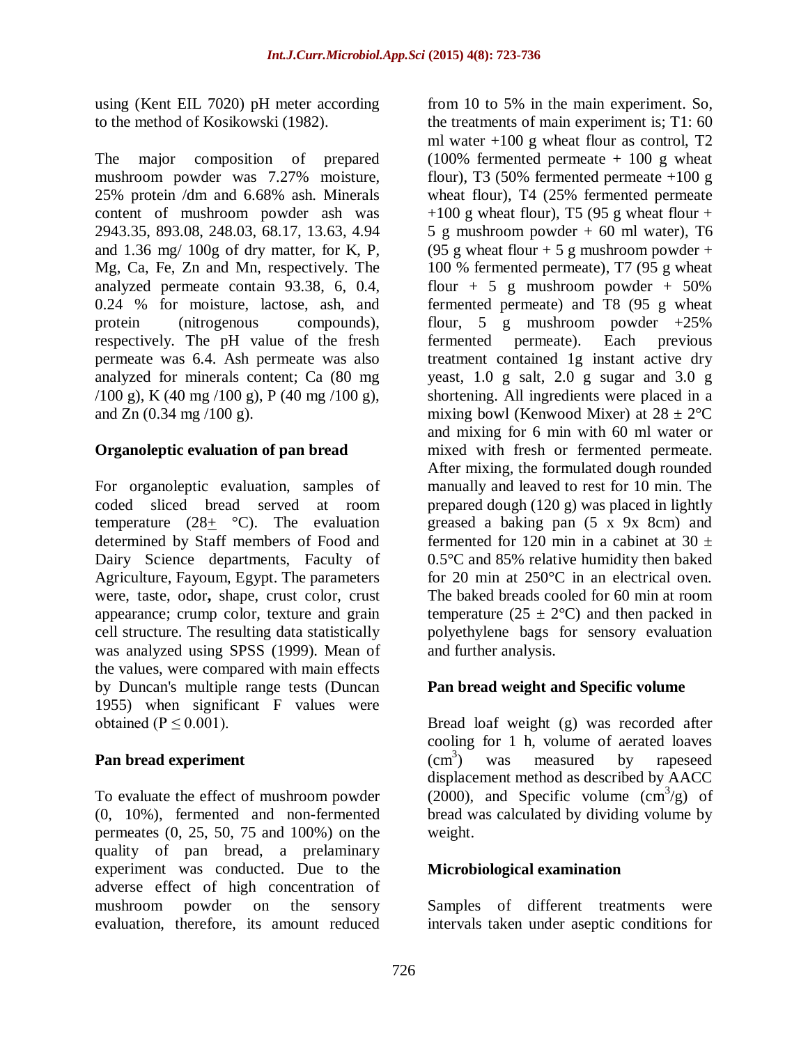using (Kent EIL 7020) pH meter according to the method of Kosikowski (1982).

The major composition of prepared mushroom powder was 7.27% moisture, 25% protein /dm and 6.68% ash. Minerals content of mushroom powder ash was 2943.35, 893.08, 248.03, 68.17, 13.63, 4.94 and 1.36 mg/ 100g of dry matter, for K, P, Mg, Ca, Fe, Zn and Mn, respectively. The analyzed permeate contain 93.38, 6, 0.4, 0.24 % for moisture, lactose, ash, and protein (nitrogenous compounds), respectively. The pH value of the fresh permeate was 6.4. Ash permeate was also analyzed for minerals content; Ca (80 mg /100 g), K (40 mg /100 g), P (40 mg /100 g), and Zn (0.34 mg /100 g).

## Organoleptic evaluation of pan bread

For organoleptic evaluation, samples of coded sliced bread served at room temperature (28± °C). The evaluation determined by Staff members of Food and Dairy Science departments, Faculty of Agriculture, Fayoum, Egypt. The parameters were, taste, odor**,** shape, crust color, crust appearance; crump color, texture and grain cell structure. The resulting data statistically was analyzed using SPSS (1999). Mean of the values, were compared with main effects by Duncan's multiple range tests (Duncan 1955) when significant F values were obtained ($P \leq 0.001$).

## Pan bread experiment

To evaluate the effect of mushroom powder (0, 10%), fermented and non-fermented permeates (0, 25, 50, 75 and 100%) on the quality of pan bread, a prelaminary experiment was conducted. Due to the adverse effect of high concentration of mushroom powder on the sensory evaluation, therefore, its amount reduced from 10 to 5% in the main experiment. So, the treatments of main experiment is; T1: 60 ml water +100 g wheat flour as control, T2 (100% fermented permeate + 100 g wheat flour), T3 (50% fermented permeate +100 g wheat flour), T4 (25% fermented permeate +100 g wheat flour), T5 (95 g wheat flour + 5 g mushroom powder + 60 ml water), T6 (95 g wheat flour + 5 g mushroom powder + 100 % fermented permeate), T7 (95 g wheat flour + 5 g mushroom powder + 50% fermented permeate) and T8 (95 g wheat flour, 5 g mushroom powder +25% fermented permeate). Each previous treatment contained 1g instant active dry yeast, 1.0 g salt, 2.0 g sugar and 3.0 g shortening. All ingredients were placed in a mixing bowl (Kenwood Mixer) at 28 ± 2°C and mixing for 6 min with 60 ml water or mixed with fresh or fermented permeate. After mixing, the formulated dough rounded manually and leaved to rest for 10 min. The prepared dough (120 g) was placed in lightly greased a baking pan (5 x 9x 8cm) and fermented for 120 min in a cabinet at 30 ± 0.5°C and 85% relative humidity then baked for 20 min at 250°C in an electrical oven. The baked breads cooled for 60 min at room temperature (25 ± 2°C) and then packed in polyethylene bags for sensory evaluation and further analysis.

## Pan bread weight and Specific volume

Bread loaf weight (g) was recorded after cooling for 1 h, volume of aerated loaves ($cm^3$) was measured by rapeseed displacement method as described by AACC (2000), and Specific volume ($cm^3/g$) of bread was calculated by dividing volume by weight.

## Microbiological examination

Samples of different treatments were intervals taken under aseptic conditions for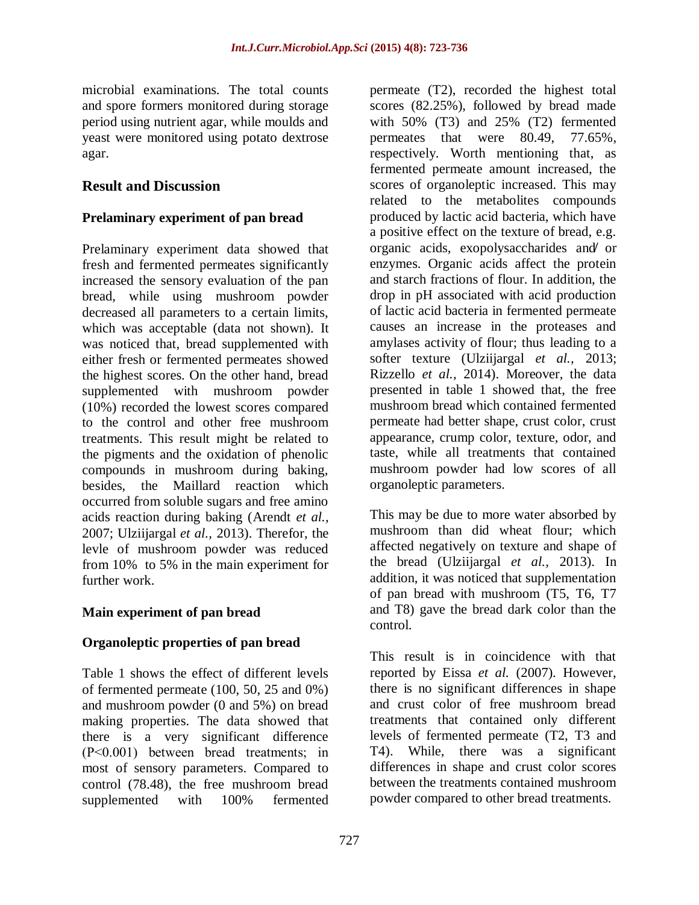microbial examinations. The total counts and spore formers monitored during storage period using nutrient agar, while moulds and yeast were monitored using potato dextrose agar.

## Result and Discussion

### Prelaminary experiment of pan bread

Prelaminary experiment data showed that fresh and fermented permeates significantly increased the sensory evaluation of the pan bread, while using mushroom powder decreased all parameters to a certain limits, which was acceptable (data not shown). It was noticed that, bread supplemented with either fresh or fermented permeates showed the highest scores. On the other hand, bread supplemented with mushroom powder (10%) recorded the lowest scores compared to the control and other free mushroom treatments. This result might be related to the pigments and the oxidation of phenolic compounds in mushroom during baking, besides, the Maillard reaction which occurred from soluble sugars and free amino acids reaction during baking (Arendt *et al.,* 2007; Ulziijargal *et al.,* 2013). Therefor, the levle of mushroom powder was reduced from 10% to 5% in the main experiment for further work.

### Main experiment of pan bread

### Organoleptic properties of pan bread

Table 1 shows the effect of different levels of fermented permeate (100, 50, 25 and 0%) and mushroom powder (0 and 5%) on bread making properties. The data showed that there is a very significant difference (P<0.001) between bread treatments; in most of sensory parameters. Compared to control (78.48), the free mushroom bread supplemented with 100% fermented permeate (T2), recorded the highest total scores (82.25%), followed by bread made with 50% (T3) and 25% (T2) fermented permeates that were 80.49, 77.65%, respectively. Worth mentioning that, as fermented permeate amount increased, the scores of organoleptic increased. This may related to the metabolites compounds produced by lactic acid bacteria, which have a positive effect on the texture of bread, e.g. organic acids, exopolysaccharides and/ or enzymes. Organic acids affect the protein and starch fractions of flour. In addition, the drop in pH associated with acid production of lactic acid bacteria in fermented permeate causes an increase in the proteases and amylases activity of flour; thus leading to a softer texture (Ulziijargal *et al.,* 2013; Rizzello *et al.,* 2014). Moreover, the data presented in table 1 showed that, the free mushroom bread which contained fermented permeate had better shape, crust color, crust appearance, crump color, texture, odor, and taste, while all treatments that contained mushroom powder had low scores of all organoleptic parameters.

This may be due to more water absorbed by mushroom than did wheat flour; which affected negatively on texture and shape of the bread (Ulziijargal *et al.,* 2013). In addition, it was noticed that supplementation of pan bread with mushroom (T5, T6, T7 and T8) gave the bread dark color than the control.

This result is in coincidence with that reported by Eissa *et al.* (2007). However, there is no significant differences in shape and crust color of free mushroom bread treatments that contained only different levels of fermented permeate (T2, T3 and T4). While, there was a significant differences in shape and crust color scores between the treatments contained mushroom powder compared to other bread treatments.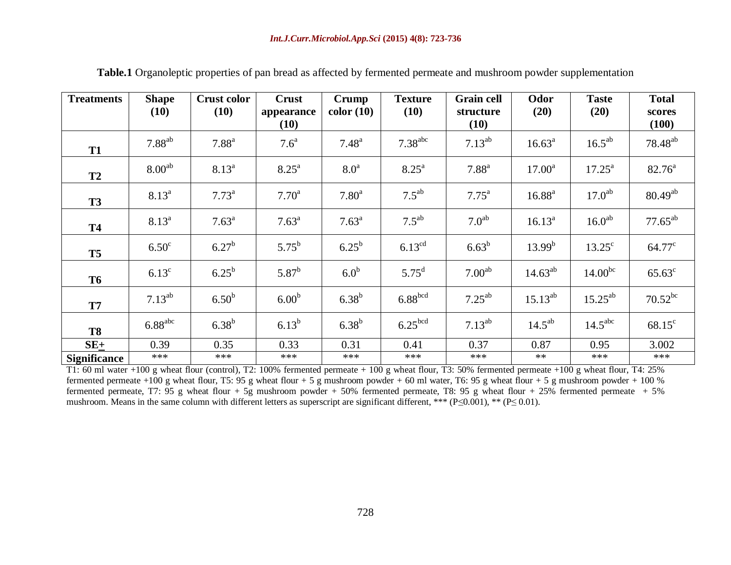**Table.1** Organoleptic properties of pan bread as affected by fermented permeate and mushroom powder supplementation

| Treatments | Shape (10) | Crust color (10) | Crust appearance (10) | Crump color (10) | Texture (10) | Grain cell structure (10) | Odor (20) | Taste (20) | Total scores (100) |
|---|---|---|---|---|---|---|---|---|---|
| T1 | $7.88^{ab}$ | $7.88^{a}$ | $7.6^{a}$ | $7.48^{a}$ | $7.38^{abc}$ | $7.13^{ab}$ | $16.63^{a}$ | $16.5^{ab}$ | $78.48^{ab}$ |
| T2 | $8.00^{ab}$ | $8.13^{a}$ | $8.25^{a}$ | $8.0^{a}$ | $8.25^{a}$ | $7.88^{a}$ | $17.00^{a}$ | $17.25^{a}$ | $82.76^{a}$ |
| T3 | $8.13^{a}$ | $7.73^{a}$ | $7.70^{a}$ | $7.80^{a}$ | $7.5^{ab}$ | $7.75^{a}$ | $16.88^{a}$ | $17.0^{ab}$ | $80.49^{ab}$ |
| T4 | $8.13^{a}$ | $7.63^{a}$ | $7.63^{a}$ | $7.63^{a}$ | $7.5^{ab}$ | $7.0^{ab}$ | $16.13^{a}$ | $16.0^{ab}$ | $77.65^{ab}$ |
| T5 | $6.50^{c}$ | $6.27^{b}$ | $5.75^{b}$ | $6.25^{b}$ | $6.13^{cd}$ | $6.63^{b}$ | $13.99^{b}$ | $13.25^{c}$ | $64.77^{c}$ |
| T6 | $6.13^{c}$ | $6.25^{b}$ | $5.87^{b}$ | $6.0^{b}$ | $5.75^{d}$ | $7.00^{ab}$ | $14.63^{ab}$ | $14.00^{bc}$ | $65.63^{c}$ |
| T7 | $7.13^{ab}$ | $6.50^{b}$ | $6.00^{b}$ | $6.38^{b}$ | $6.88^{bcd}$ | $7.25^{ab}$ | $15.13^{ab}$ | $15.25^{ab}$ | $70.52^{bc}$ |
| T8 | $6.88^{abc}$ | $6.38^{b}$ | $6.13^{b}$ | $6.38^{b}$ | $6.25^{bcd}$ | $7.13^{ab}$ | $14.5^{ab}$ | $14.5^{abc}$ | $68.15^{c}$ |
| SE± | 0.39 | 0.35 | 0.33 | 0.31 | 0.41 | 0.37 | 0.87 | 0.95 | 3.002 |
| Significance | *** | *** | *** | *** | *** | *** | ** | *** | *** |

T1: 60 ml water +100 g wheat flour (control), T2: 100% fermented permeate + 100 g wheat flour, T3: 50% fermented permeate +100 g wheat flour, T4: 25% fermented permeate +100 g wheat flour, T5: 95 g wheat flour + 5 g mushroom powder + 60 ml water, T6: 95 g wheat flour + 5 g mushroom powder + 100 % fermented permeate, T7: 95 g wheat flour + 5g mushroom powder + 50% fermented permeate, T8: 95 g wheat flour + 25% fermented permeate + 5% mushroom. Means in the same column with different letters as superscript are significant different, *** ($P \leq 0.001$), ** ($P \leq 0.01$).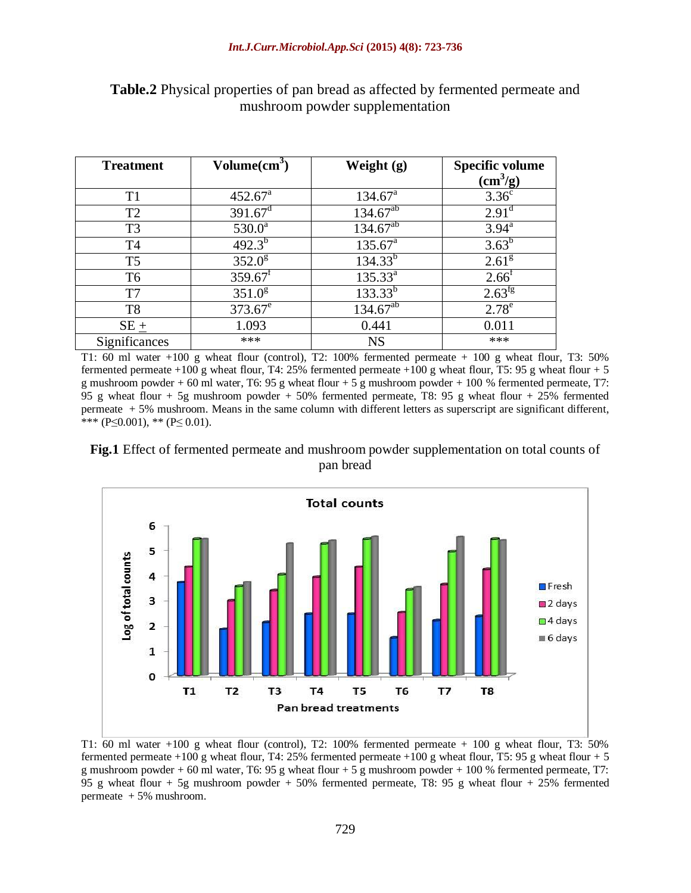**Table.2** Physical properties of pan bread as affected by fermented permeate and mushroom powder supplementation

| Treatment | Volume(cm$^3$) | Weight (g) | Specific volume (cm$^3$/g) |
|---|---|---|---|
| T1 | 452.67$^{a}$ | 134.67$^{a}$ | 3.36$^{c}$ |
| T2 | 391.67$^{d}$ | 134.67$^{ab}$ | 2.91$^{d}$ |
| T3 | 530.0$^{a}$ | 134.67$^{ab}$ | 3.94$^{a}$ |
| T4 | 492.3$^{b}$ | 135.67$^{a}$ | 3.63$^{b}$ |
| T5 | 352.0$^{g}$ | 134.33$^{b}$ | 2.61$^{g}$ |
| T6 | 359.67$^{f}$ | 135.33$^{a}$ | 2.66$^{f}$ |
| T7 | 351.0$^{g}$ | 133.33$^{b}$ | 2.63$^{fg}$ |
| T8 | 373.67$^{e}$ | 134.67$^{ab}$ | 2.78$^{e}$ |
| SE $\pm$ | 1.093 | 0.441 | 0.011 |
| Significances | *** | NS | *** |

T1: 60 ml water +100 g wheat flour (control), T2: 100% fermented permeate + 100 g wheat flour, T3: 50% fermented permeate +100 g wheat flour, T4: 25% fermented permeate +100 g wheat flour, T5: 95 g wheat flour + 5 g mushroom powder + 60 ml water, T6: 95 g wheat flour + 5 g mushroom powder + 100 % fermented permeate, T7: 95 g wheat flour + 5g mushroom powder + 50% fermented permeate, T8: 95 g wheat flour + 25% fermented permeate + 5% mushroom. Means in the same column with different letters as superscript are significant different, *** ($P \leq 0.001$), ** ($P \leq 0.01$).

**Fig.1** Effect of fermented permeate and mushroom powder supplementation on total counts of pan bread

T1: 60 ml water +100 g wheat flour (control), T2: 100% fermented permeate + 100 g wheat flour, T3: 50% fermented permeate +100 g wheat flour, T4: 25% fermented permeate +100 g wheat flour, T5: 95 g wheat flour + 5 g mushroom powder + 60 ml water, T6: 95 g wheat flour + 5 g mushroom powder + 100 % fermented permeate, T7: 95 g wheat flour + 5g mushroom powder + 50% fermented permeate, T8: 95 g wheat flour + 25% fermented permeate + 5% mushroom.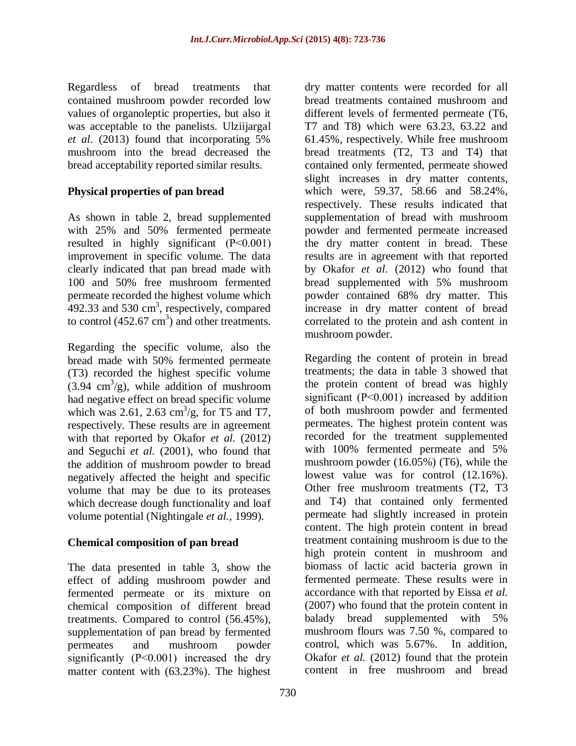Regardless of bread treatments that contained mushroom powder recorded low values of organoleptic properties, but also it was acceptable to the panelists. Ulziijargal *et al.* (2013) found that incorporating 5% mushroom into the bread decreased the bread acceptability reported similar results.

### Physical properties of pan bread

As shown in table 2, bread supplemented with 25% and 50% fermented permeate resulted in highly significant ($P<0.001$) improvement in specific volume. The data clearly indicated that pan bread made with 100 and 50% free mushroom fermented permeate recorded the highest volume which 492.33 and 530 $cm^3$, respectively, compared to control (452.67 $cm^3$) and other treatments.

Regarding the specific volume, also the bread made with 50% fermented permeate (T3) recorded the highest specific volume (3.94 $cm^3/g$), while addition of mushroom had negative effect on bread specific volume which was 2.61, 2.63 $cm^3/g$, for T5 and T7, respectively. These results are in agreement with that reported by Okafor *et al.* (2012) and Seguchi *et al.* (2001), who found that the addition of mushroom powder to bread negatively affected the height and specific volume that may be due to its proteases which decrease dough functionality and loaf volume potential (Nightingale *et al.*, 1999).

### Chemical composition of pan bread

The data presented in table 3, show the effect of adding mushroom powder and fermented permeate or its mixture on chemical composition of different bread treatments. Compared to control (56.45%), supplementation of pan bread by fermented permeates and mushroom powder significantly ($P<0.001$) increased the dry matter content with (63.23%). The highest dry matter contents were recorded for all bread treatments contained mushroom and different levels of fermented permeate (T6, T7 and T8) which were 63.23, 63.22 and 61.45%, respectively. While free mushroom bread treatments (T2, T3 and T4) that contained only fermented, permeate showed slight increases in dry matter contents, which were, 59.37, 58.66 and 58.24%, respectively. These results indicated that supplementation of bread with mushroom powder and fermented permeate increased the dry matter content in bread. These results are in agreement with that reported by Okafor *et al.* (2012) who found that bread supplemented with 5% mushroom powder contained 68% dry matter. This increase in dry matter content of bread correlated to the protein and ash content in mushroom powder.

Regarding the content of protein in bread treatments; the data in table 3 showed that the protein content of bread was highly significant ($P<0.001$) increased by addition of both mushroom powder and fermented permeates. The highest protein content was recorded for the treatment supplemented with 100% fermented permeate and 5% mushroom powder (16.05%) (T6), while the lowest value was for control (12.16%). Other free mushroom treatments (T2, T3 and T4) that contained only fermented permeate had slightly increased in protein content. The high protein content in bread treatment containing mushroom is due to the high protein content in mushroom and biomass of lactic acid bacteria grown in fermented permeate. These results were in accordance with that reported by Eissa *et al.* (2007) who found that the protein content in balady bread supplemented with 5% mushroom flours was 7.50 %, compared to control, which was 5.67%. In addition, Okafor *et al.* (2012) found that the protein content in free mushroom and bread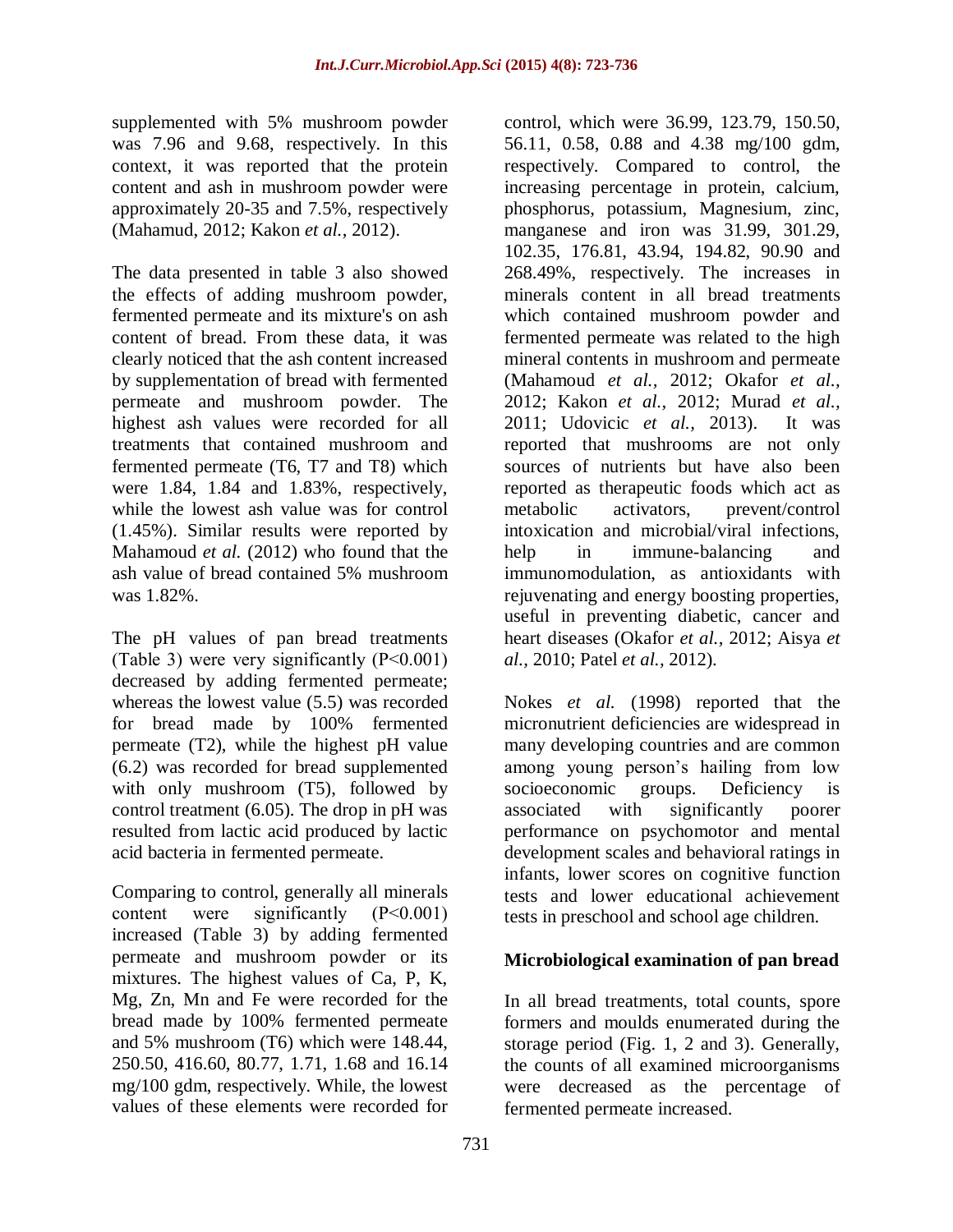supplemented with 5% mushroom powder was 7.96 and 9.68, respectively. In this context, it was reported that the protein content and ash in mushroom powder were approximately 20-35 and 7.5%, respectively (Mahamud, 2012; Kakon *et al.*, 2012).

The data presented in table 3 also showed the effects of adding mushroom powder, fermented permeate and its mixture's on ash content of bread. From these data, it was clearly noticed that the ash content increased by supplementation of bread with fermented permeate and mushroom powder. The highest ash values were recorded for all treatments that contained mushroom and fermented permeate (T6, T7 and T8) which were 1.84, 1.84 and 1.83%, respectively, while the lowest ash value was for control (1.45%). Similar results were reported by Mahamoud *et al.* (2012) who found that the ash value of bread contained 5% mushroom was 1.82%.

The pH values of pan bread treatments (Table 3) were very significantly ($P<0.001$) decreased by adding fermented permeate; whereas the lowest value (5.5) was recorded for bread made by 100% fermented permeate (T2), while the highest pH value (6.2) was recorded for bread supplemented with only mushroom (T5), followed by control treatment (6.05). The drop in pH was resulted from lactic acid produced by lactic acid bacteria in fermented permeate.

Comparing to control, generally all minerals content were significantly ($P<0.001$) increased (Table 3) by adding fermented permeate and mushroom powder or its mixtures. The highest values of Ca, P, K, Mg, Zn, Mn and Fe were recorded for the bread made by 100% fermented permeate and 5% mushroom (T6) which were 148.44, 250.50, 416.60, 80.77, 1.71, 1.68 and 16.14 mg/100 gdm, respectively. While, the lowest values of these elements were recorded for control, which were 36.99, 123.79, 150.50, 56.11, 0.58, 0.88 and 4.38 mg/100 gdm, respectively. Compared to control, the increasing percentage in protein, calcium, phosphorus, potassium, Magnesium, zinc, manganese and iron was 31.99, 301.29, 102.35, 176.81, 43.94, 194.82, 90.90 and 268.49%, respectively. The increases in minerals content in all bread treatments which contained mushroom powder and fermented permeate was related to the high mineral contents in mushroom and permeate (Mahamoud *et al.*, 2012; Okafor *et al.*, 2012; Kakon *et al.*, 2012; Murad *et al.*, 2011; Udovicic *et al.*, 2013). It was reported that mushrooms are not only sources of nutrients but have also been reported as therapeutic foods which act as metabolic activators, prevent/control intoxication and microbial/viral infections, help in immune-balancing and immunomodulation, as antioxidants with rejuvenating and energy boosting properties, useful in preventing diabetic, cancer and heart diseases (Okafor *et al.*, 2012; Aisya *et al.*, 2010; Patel *et al.*, 2012).

Nokes *et al.* (1998) reported that the micronutrient deficiencies are widespread in many developing countries and are common among young person's hailing from low socioeconomic groups. Deficiency is associated with significantly poorer performance on psychomotor and mental development scales and behavioral ratings in infants, lower scores on cognitive function tests and lower educational achievement tests in preschool and school age children.

## Microbiological examination of pan bread

In all bread treatments, total counts, spore formers and moulds enumerated during the storage period (Fig. 1, 2 and 3). Generally, the counts of all examined microorganisms were decreased as the percentage of fermented permeate increased.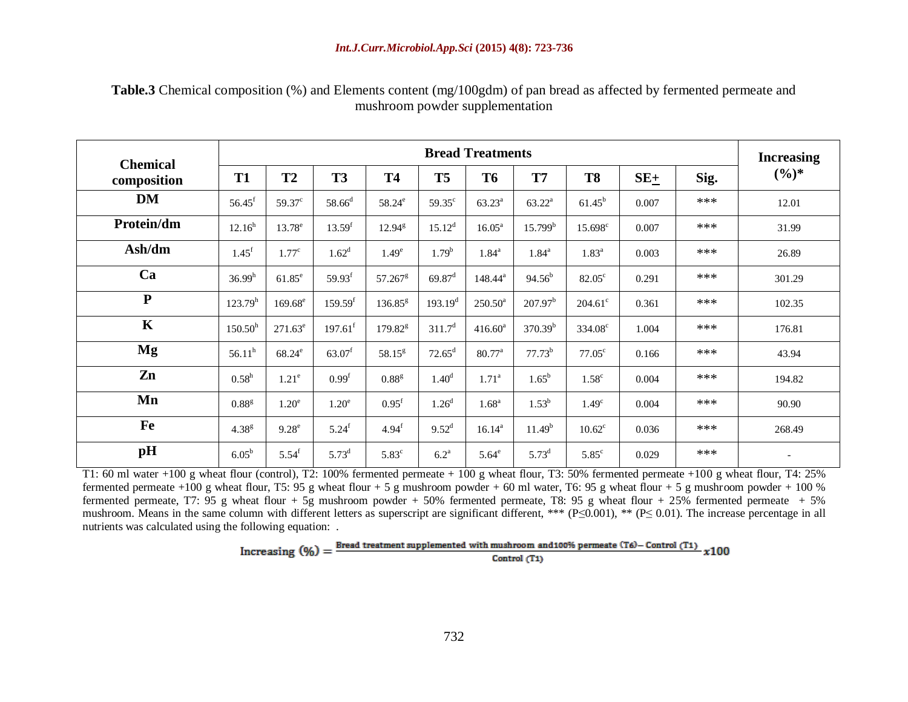**Table.3** Chemical composition (%) and Elements content (mg/100gdm) of pan bread as affected by fermented permeate and mushroom powder supplementation

| Chemical composition | Bread Treatments | | | | | | | | | | Increasing (%)* |
|---|---|---|---|---|---|---|---|---|---|---|---|
| | T1 | T2 | T3 | T4 | T5 | T6 | T7 | T8 | SE± | Sig. | |
| **DM** | 56.45[f] | 59.37[c] | 58.66[d] | 58.24[e] | 59.35[c] | 63.23[a] | 63.22[a] | 61.45[b] | 0.007 | *** | 12.01 |
| **Protein/dm** | 12.16[h] | 13.78[e] | 13.59[f] | 12.94[g] | 15.12[d] | 16.05[a] | 15.799[b] | 15.698[c] | 0.007 | *** | 31.99 |
| **Ash/dm** | 1.45[f] | 1.77[c] | 1.62[d] | 1.49[e] | 1.79[b] | 1.84[a] | 1.84[a] | 1.83[a] | 0.003 | *** | 26.89 |
| **Ca** | 36.99[h] | 61.85[e] | 59.93[f] | 57.267[g] | 69.87[d] | 148.44[a] | 94.56[b] | 82.05[c] | 0.291 | *** | 301.29 |
| **P** | 123.79[h] | 169.68[e] | 159.59[f] | 136.85[g] | 193.19[d] | 250.50[a] | 207.97[b] | 204.61[c] | 0.361 | *** | 102.35 |
| **K** | 150.50[h] | 271.63[e] | 197.61[f] | 179.82[g] | 311.7[d] | 416.60[a] | 370.39[b] | 334.08[c] | 1.004 | *** | 176.81 |
| **Mg** | 56.11[h] | 68.24[e] | 63.07[f] | 58.15[g] | 72.65[d] | 80.77[a] | 77.73[b] | 77.05[c] | 0.166 | *** | 43.94 |
| **Zn** | 0.58[h] | 1.21[e] | 0.99[f] | 0.88[g] | 1.40[d] | 1.71[a] | 1.65[b] | 1.58[c] | 0.004 | *** | 194.82 |
| **Mn** | 0.88[g] | 1.20[e] | 1.20[e] | 0.95[f] | 1.26[d] | 1.68[a] | 1.53[b] | 1.49[c] | 0.004 | *** | 90.90 |
| **Fe** | 4.38[g] | 9.28[e] | 5.24[f] | 4.94[f] | 9.52[d] | 16.14[a] | 11.49[b] | 10.62[c] | 0.036 | *** | 268.49 |
| **pH** | 6.05[b] | 5.54[f] | 5.73[d] | 5.83[c] | 6.2[a] | 5.64[e] | 5.73[d] | 5.85[c] | 0.029 | *** | - |

T1: 60 ml water +100 g wheat flour (control), T2: 100% fermented permeate + 100 g wheat flour, T3: 50% fermented permeate +100 g wheat flour, T4: 25% fermented permeate +100 g wheat flour, T5: 95 g wheat flour + 5 g mushroom powder + 60 ml water, T6: 95 g wheat flour + 5 g mushroom powder + 100 % fermented permeate, T7: 95 g wheat flour + 5g mushroom powder + 50% fermented permeate, T8: 95 g wheat flour + 25% fermented permeate + 5% mushroom. Means in the same column with different letters as superscript are significant different, *** ($P \leq 0.001$), ** ($P \leq 0.01$). The increase percentage in all nutrients was calculated using the following equation: .

$$\text{Increasing (\%)} = \frac{\text{Bread treatment supplemented with mushroom and100\% permeate (T6)} - \text{Control (T1)}}{\text{Control (T1)}} x100$$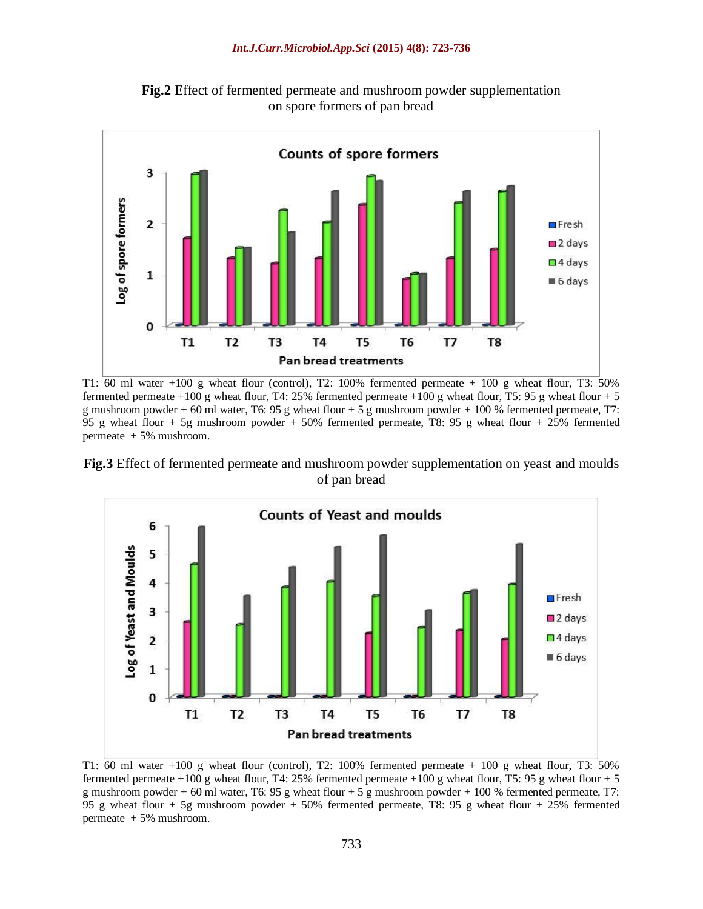**Fig.2** Effect of fermented permeate and mushroom powder supplementation on spore formers of pan bread

T1: 60 ml water +100 g wheat flour (control), T2: 100% fermented permeate + 100 g wheat flour, T3: 50% fermented permeate +100 g wheat flour, T4: 25% fermented permeate +100 g wheat flour, T5: 95 g wheat flour + 5 g mushroom powder + 60 ml water, T6: 95 g wheat flour + 5 g mushroom powder + 100 % fermented permeate, T7: 95 g wheat flour + 5g mushroom powder + 50% fermented permeate, T8: 95 g wheat flour + 25% fermented permeate + 5% mushroom.

**Fig.3** Effect of fermented permeate and mushroom powder supplementation on yeast and moulds of pan bread

T1: 60 ml water +100 g wheat flour (control), T2: 100% fermented permeate + 100 g wheat flour, T3: 50% fermented permeate +100 g wheat flour, T4: 25% fermented permeate +100 g wheat flour, T5: 95 g wheat flour + 5 g mushroom powder + 60 ml water, T6: 95 g wheat flour + 5 g mushroom powder + 100 % fermented permeate, T7: 95 g wheat flour + 5g mushroom powder + 50% fermented permeate, T8: 95 g wheat flour + 25% fermented permeate + 5% mushroom.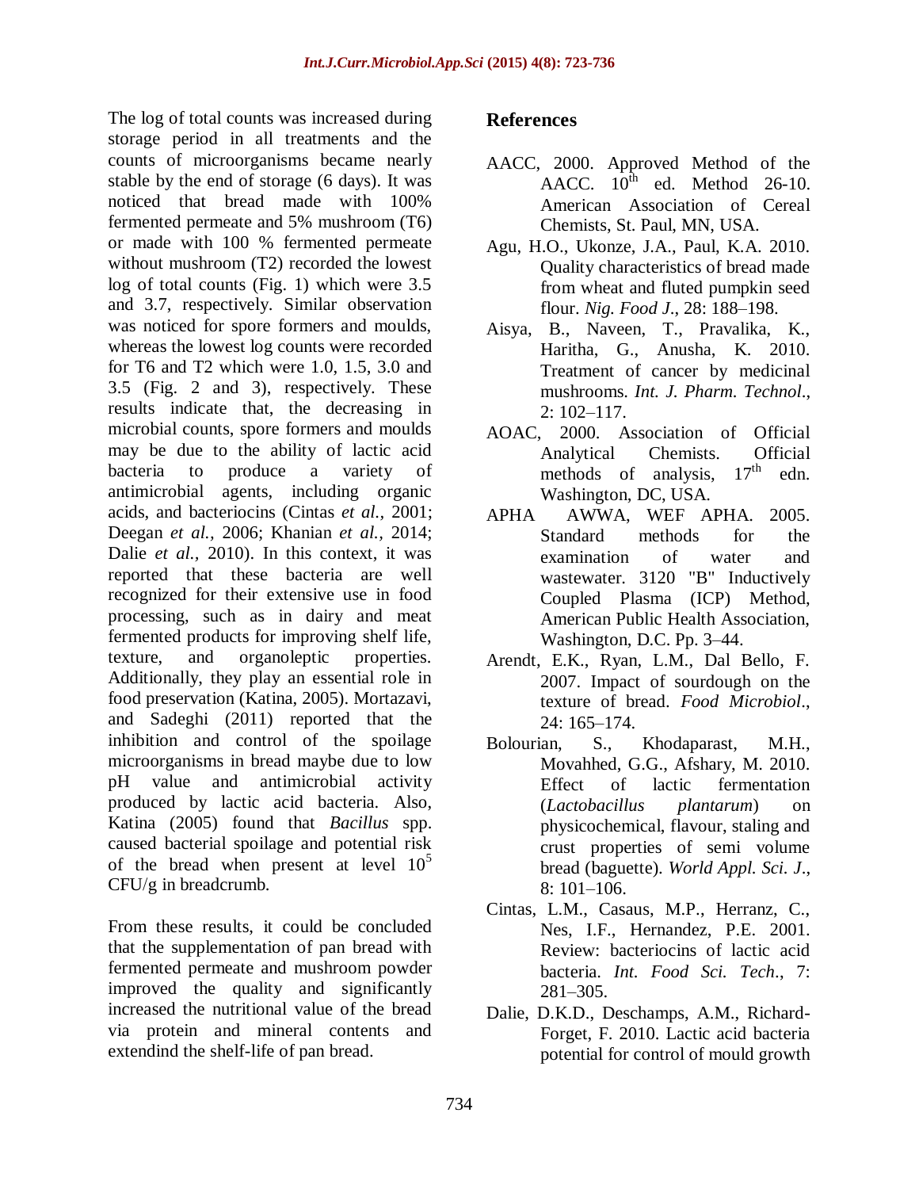The log of total counts was increased during storage period in all treatments and the counts of microorganisms became nearly stable by the end of storage (6 days). It was noticed that bread made with 100% fermented permeate and 5% mushroom (T6) or made with 100 % fermented permeate without mushroom (T2) recorded the lowest log of total counts (Fig. 1) which were 3.5 and 3.7, respectively. Similar observation was noticed for spore formers and moulds, whereas the lowest log counts were recorded for T6 and T2 which were 1.0, 1.5, 3.0 and 3.5 (Fig. 2 and 3), respectively. These results indicate that, the decreasing in microbial counts, spore formers and moulds may be due to the ability of lactic acid bacteria to produce a variety of antimicrobial agents, including organic acids, and bacteriocins (Cintas *et al.,* 2001; Deegan *et al.,* 2006; Khanian *et al.,* 2014; Dalie *et al.,* 2010). In this context, it was reported that these bacteria are well recognized for their extensive use in food processing, such as in dairy and meat fermented products for improving shelf life, texture, and organoleptic properties. Additionally, they play an essential role in food preservation (Katina, 2005). Mortazavi, and Sadeghi (2011) reported that the inhibition and control of the spoilage microorganisms in bread maybe due to low pH value and antimicrobial activity produced by lactic acid bacteria. Also, Katina (2005) found that *Bacillus* spp. caused bacterial spoilage and potential risk of the bread when present at level $10^5$ CFU/g in breadcrumb.

From these results, it could be concluded that the supplementation of pan bread with fermented permeate and mushroom powder improved the quality and significantly increased the nutritional value of the bread via protein and mineral contents and extendind the shelf-life of pan bread.

## References

- AACC, 2000. Approved Method of the AACC. $10^{th}$ ed. Method 26-10. American Association of Cereal Chemists, St. Paul, MN, USA.
- Agu, H.O., Ukonze, J.A., Paul, K.A. 2010. Quality characteristics of bread made from wheat and fluted pumpkin seed flour. *Nig. Food J.*, 28: 188–198.
- Aisya, B., Naveen, T., Pravalika, K., Haritha, G., Anusha, K. 2010. Treatment of cancer by medicinal mushrooms. *Int. J. Pharm. Technol.*, 2: 102–117.
- AOAC, 2000. Association of Official Analytical Chemists. Official methods of analysis, $17^{th}$ edn. Washington, DC, USA.
- APHA AWWA, WEF APHA. 2005. Standard methods for the examination of water and wastewater. 3120 "B" Inductively Coupled Plasma (ICP) Method, American Public Health Association, Washington, D.C. Pp. 3–44.
- Arendt, E.K., Ryan, L.M., Dal Bello, F. 2007. Impact of sourdough on the texture of bread. *Food Microbiol.*, 24: 165–174.
- Bolourian, S., Khodaparast, M.H., Movahhed, G.G., Afshary, M. 2010. Effect of lactic fermentation (*Lactobacillus plantarum*) on physicochemical, flavour, staling and crust properties of semi volume bread (baguette). *World Appl. Sci. J.*, 8: 101–106.
- Cintas, L.M., Casaus, M.P., Herranz, C., Nes, I.F., Hernandez, P.E. 2001. Review: bacteriocins of lactic acid bacteria. *Int. Food Sci. Tech.*, 7: 281–305.
- Dalie, D.K.D., Deschamps, A.M., Richard-Forget, F. 2010. Lactic acid bacteria potential for control of mould growth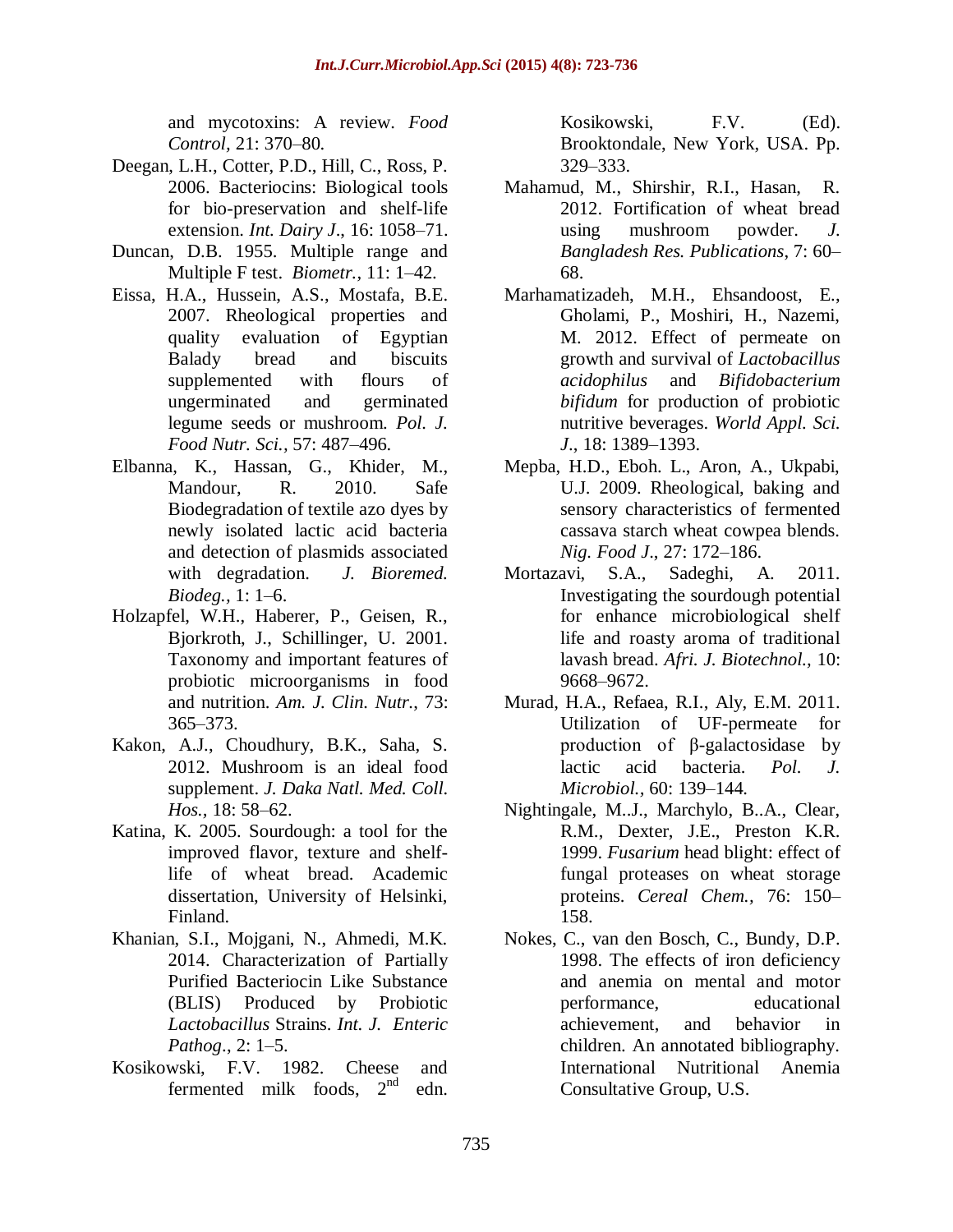and mycotoxins: A review. *Food Control*, 21: 370–80.

Deegan, L.H., Cotter, P.D., Hill, C., Ross, P. 2006. Bacteriocins: Biological tools for bio-preservation and shelf-life extension. *Int. Dairy J*., 16: 1058–71.

Duncan, D.B. 1955. Multiple range and Multiple F test. *Biometr.,* 11: 1–42.

Eissa, H.A., Hussein, A.S., Mostafa, B.E. 2007. Rheological properties and quality evaluation of Egyptian Balady bread and biscuits supplemented with flours of ungerminated and germinated legume seeds or mushroom. *Pol. J. Food Nutr. Sci.*, 57: 487–496.

Elbanna, K., Hassan, G., Khider, M., Mandour, R. 2010. Safe Biodegradation of textile azo dyes by newly isolated lactic acid bacteria and detection of plasmids associated with degradation. *J. Bioremed. Biodeg.,* 1: 1–6.

Holzapfel, W.H., Haberer, P., Geisen, R., Bjorkroth, J., Schillinger, U. 2001. Taxonomy and important features of probiotic microorganisms in food and nutrition. *Am. J. Clin. Nutr.*, 73: 365–373.

Kakon, A.J., Choudhury, B.K., Saha, S. 2012. Mushroom is an ideal food supplement. *J. Daka Natl. Med. Coll. Hos.*, 18: 58–62.

Katina, K. 2005. Sourdough: a tool for the improved flavor, texture and shelf-life of wheat bread. Academic dissertation, University of Helsinki, Finland.

Khanian, S.I., Mojgani, N., Ahmedi, M.K. 2014. Characterization of Partially Purified Bacteriocin Like Substance (BLIS) Produced by Probiotic *Lactobacillus* Strains. *Int. J. Enteric Pathog*., 2: 1–5.

Kosikowski, F.V. 1982. Cheese and fermented milk foods, 2nd edn. Kosikowski, F.V. (Ed). Brooktondale, New York, USA. Pp. 329–333.

Mahamud, M., Shirshir, R.I., Hasan, R. 2012. Fortification of wheat bread using mushroom powder. *J. Bangladesh Res. Publications*, 7: 60–68.

Marhamatizadeh, M.H., Ehsandoost, E., Gholami, P., Moshiri, H., Nazemi, M. 2012. Effect of permeate on growth and survival of *Lactobacillus acidophilus* and *Bifidobacterium bifidum* for production of probiotic nutritive beverages. *World Appl. Sci. J*., 18: 1389–1393.

Mepba, H.D., Eboh. L., Aron, A., Ukpabi, U.J. 2009. Rheological, baking and sensory characteristics of fermented cassava starch wheat cowpea blends. *Nig. Food J*., 27: 172–186.

Mortazavi, S.A., Sadeghi, A. 2011. Investigating the sourdough potential for enhance microbiological shelf life and roasty aroma of traditional lavash bread. *Afri. J. Biotechnol.*, 10: 9668–9672.

Murad, H.A., Refaea, R.I., Aly, E.M. 2011. Utilization of UF-permeate for production of β-galactosidase by lactic acid bacteria. *Pol. J. Microbiol.*, 60: 139–144.

Nightingale, M..J., Marchylo, B..A., Clear, R.M., Dexter, J.E., Preston K.R. 1999. *Fusarium* head blight: effect of fungal proteases on wheat storage proteins. *Cereal Chem.,* 76: 150–158.

Nokes, C., van den Bosch, C., Bundy, D.P. 1998. The effects of iron deficiency and anemia on mental and motor performance, educational achievement, and behavior in children. An annotated bibliography. International Nutritional Anemia Consultative Group, U.S.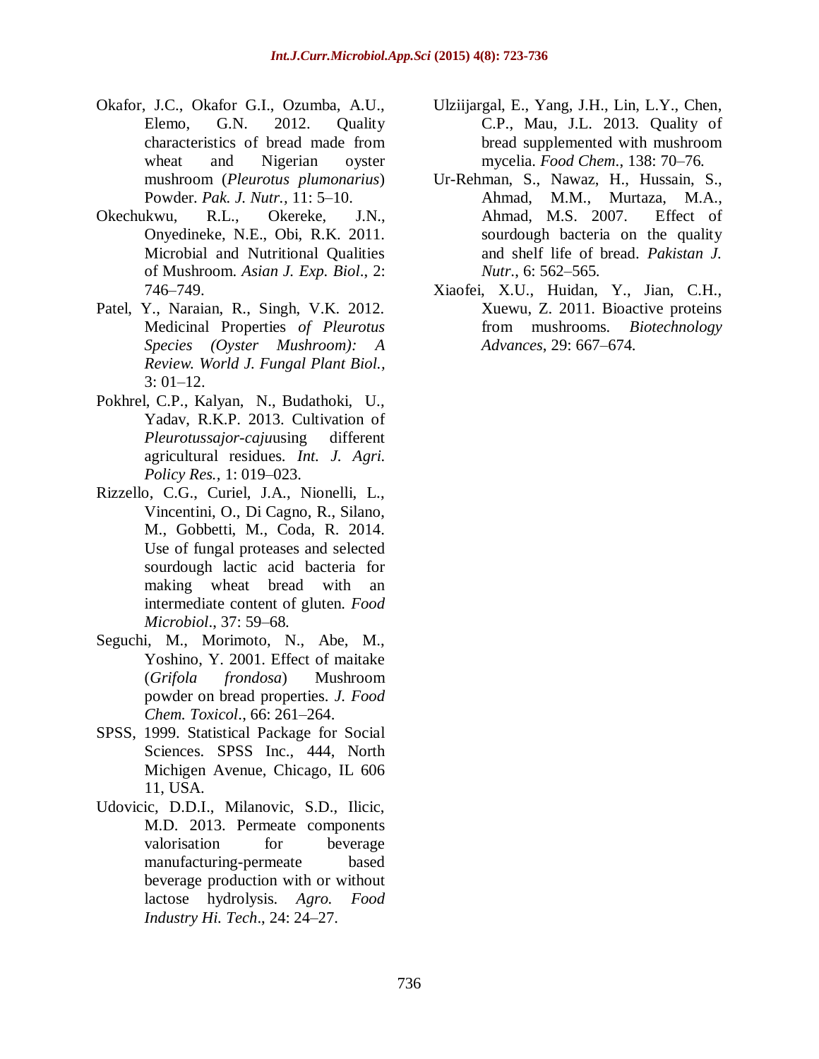Okafor, J.C., Okafor G.I., Ozumba, A.U., Elemo, G.N. 2012. Quality characteristics of bread made from wheat and Nigerian oyster mushroom (*Pleurotus plumonarius*) Powder. *Pak. J. Nutr.*, 11: 5–10.

Okechukwu, R.L., Okereke, J.N., Onyedineke, N.E., Obi, R.K. 2011. Microbial and Nutritional Qualities of Mushroom. *Asian J. Exp. Biol*., 2: 746–749.

Patel, Y., Naraian, R., Singh, V.K. 2012. Medicinal Properties *of Pleurotus Species (Oyster Mushroom): A Review. World J. Fungal Plant Biol.*, 3: 01–12.

Pokhrel, C.P., Kalyan, N., Budathoki, U., Yadav, R.K.P. 2013. Cultivation of *Pleurotussajor-caju*using different agricultural residues. *Int. J. Agri. Policy Res.*, 1: 019–023.

Rizzello, C.G., Curiel, J.A., Nionelli, L., Vincentini, O., Di Cagno, R., Silano, M., Gobbetti, M., Coda, R. 2014. Use of fungal proteases and selected sourdough lactic acid bacteria for making wheat bread with an intermediate content of gluten. *Food Microbiol*., 37: 59–68.

Seguchi, M., Morimoto, N., Abe, M., Yoshino, Y. 2001. Effect of maitake (*Grifola frondosa*) Mushroom powder on bread properties. *J. Food Chem. Toxicol*., 66: 261–264.

SPSS, 1999. Statistical Package for Social Sciences. SPSS Inc., 444, North Michigen Avenue, Chicago, IL 606 11, USA.

Udovicic, D.D.I., Milanovic, S.D., Ilicic, M.D. 2013. Permeate components valorisation for beverage manufacturing-permeate based beverage production with or without lactose hydrolysis. *Agro. Food Industry Hi. Tech*., 24: 24–27.

Ulziijargal, E., Yang, J.H., Lin, L.Y., Chen, C.P., Mau, J.L. 2013. Quality of bread supplemented with mushroom mycelia. *Food Chem*., 138: 70–76.

Ur-Rehman, S., Nawaz, H., Hussain, S., Ahmad, M.M., Murtaza, M.A., Ahmad, M.S. 2007. Effect of sourdough bacteria on the quality and shelf life of bread. *Pakistan J. Nutr*., 6: 562–565.

Xiaofei, X.U., Huidan, Y., Jian, C.H., Xuewu, Z. 2011. Bioactive proteins from mushrooms. *Biotechnology Advances*, 29: 667–674.